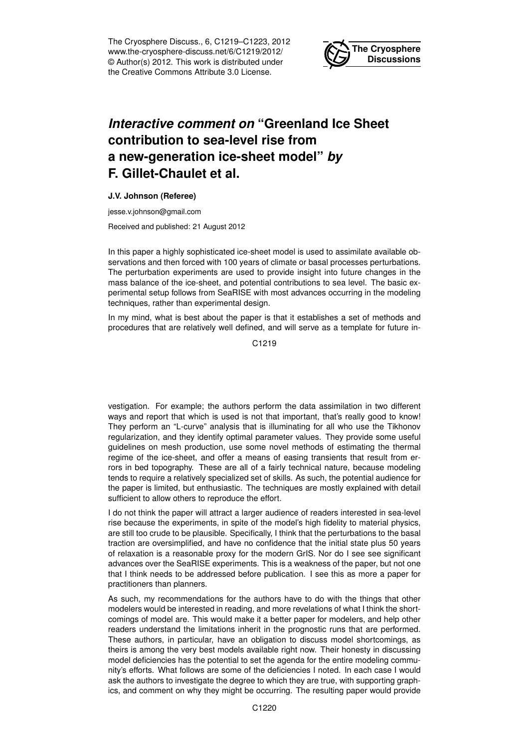# *Interactive comment on* "Greenland Ice Sheet contribution to sea-level rise from a new-generation ice-sheet model" *by* F. Gillet-Chaulet et al.

**J.V. Johnson (Referee)**

jesse.v.johnson@gmail.com

Received and published: 21 August 2012

In this paper a highly sophisticated ice-sheet model is used to assimilate available observations and then forced with 100 years of climate or basal processes perturbations. The perturbation experiments are used to provide insight into future changes in the mass balance of the ice-sheet, and potential contributions to sea level. The basic experimental setup follows from SeaRISE with most advances occurring in the modeling techniques, rather than experimental design.

In my mind, what is best about the paper is that it establishes a set of methods and procedures that are relatively well defined, and will serve as a template for future investigation. For example; the authors perform the data assimilation in two different ways and report that which is used is not that important, that's really good to know! They perform an "L-curve" analysis that is illuminating for all who use the Tikhonov regularization, and they identify optimal parameter values. They provide some useful guidelines on mesh production, use some novel methods of estimating the thermal regime of the ice-sheet, and offer a means of easing transients that result from errors in bed topography. These are all of a fairly technical nature, because modeling tends to require a relatively specialized set of skills. As such, the potential audience for the paper is limited, but enthusiastic. The techniques are mostly explained with detail sufficient to allow others to reproduce the effort.

I do not think the paper will attract a larger audience of readers interested in sea-level rise because the experiments, in spite of the model's high fidelity to material physics, are still too crude to be plausible. Specifically, I think that the perturbations to the basal traction are oversimplified, and have no confidence that the initial state plus 50 years of relaxation is a reasonable proxy for the modern GrIS. Nor do I see see significant advances over the SeaRISE experiments. This is a weakness of the paper, but not one that I think needs to be addressed before publication. I see this as more a paper for practitioners than planners.

As such, my recommendations for the authors have to do with the things that other modelers would be interested in reading, and more revelations of what I think the shortcomings of model are. This would make it a better paper for modelers, and help other readers understand the limitations inherit in the prognostic runs that are performed. These authors, in particular, have an obligation to discuss model shortcomings, as theirs is among the very best models available right now. Their honesty in discussing model deficiencies has the potential to set the agenda for the entire modeling community's efforts. What follows are some of the deficiencies I noted. In each case I would ask the authors to investigate the degree to which they are true, with supporting graphics, and comment on why they might be occurring. The resulting paper would provide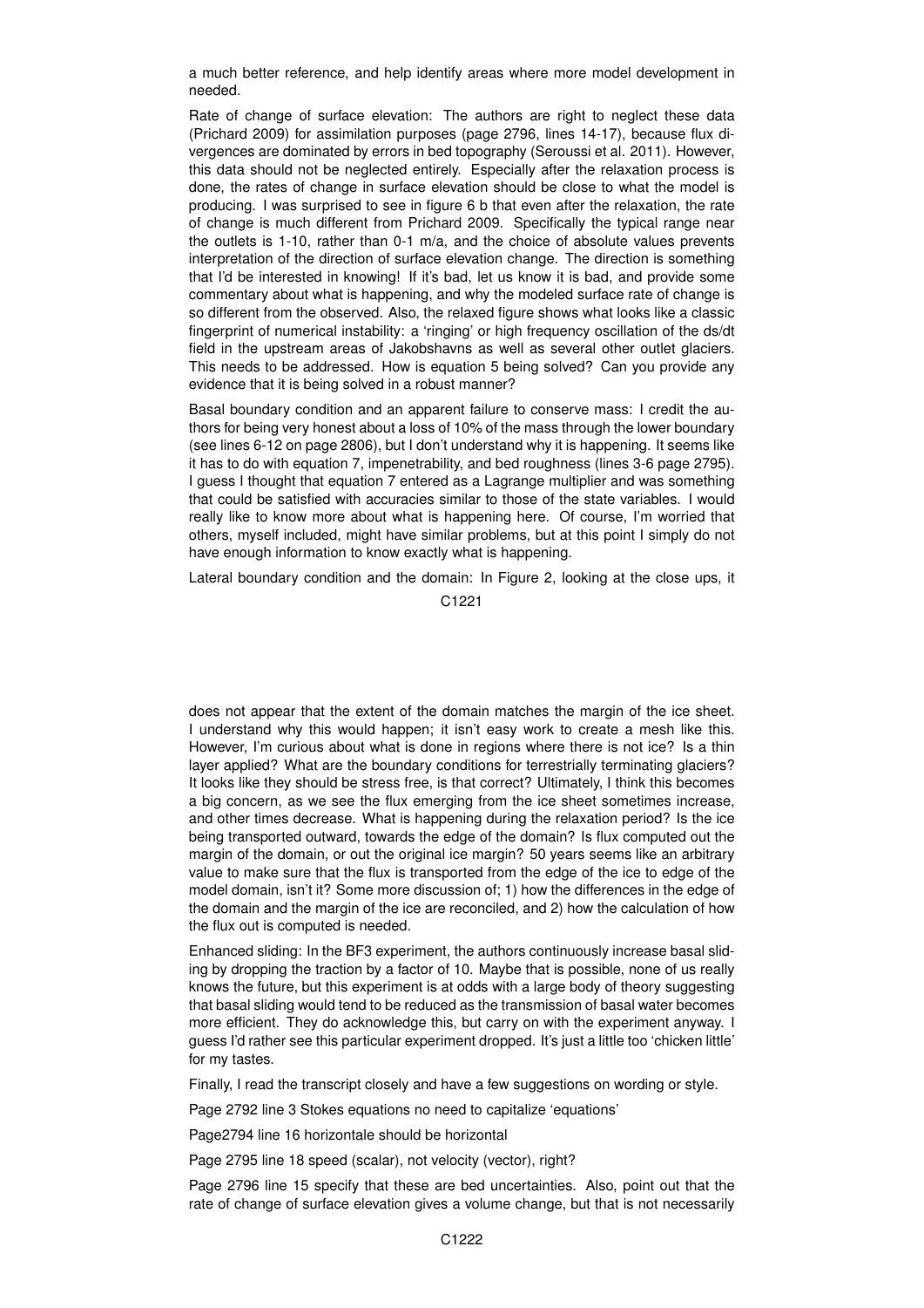a much better reference, and help identify areas where more model development in needed.

Rate of change of surface elevation: The authors are right to neglect these data (Prichard 2009) for assimilation purposes (page 2796, lines 14-17), because flux divergences are dominated by errors in bed topography (Seroussi et al. 2011). However, this data should not be neglected entirely. Especially after the relaxation process is done, the rates of change in surface elevation should be close to what the model is producing. I was surprised to see in figure 6 b that even after the relaxation, the rate of change is much different from Prichard 2009. Specifically the typical range near the outlets is 1-10, rather than 0-1 m/a, and the choice of absolute values prevents interpretation of the direction of surface elevation change. The direction is something that I'd be interested in knowing! If it's bad, let us know it is bad, and provide some commentary about what is happening, and why the modeled surface rate of change is so different from the observed. Also, the relaxed figure shows what looks like a classic fingerprint of numerical instability: a 'ringing' or high frequency oscillation of the ds/dt field in the upstream areas of Jakobshavns as well as several other outlet glaciers. This needs to be addressed. How is equation 5 being solved? Can you provide any evidence that it is being solved in a robust manner?

Basal boundary condition and an apparent failure to conserve mass: I credit the authors for being very honest about a loss of 10% of the mass through the lower boundary (see lines 6-12 on page 2806), but I don't understand why it is happening. It seems like it has to do with equation 7, impenetrability, and bed roughness (lines 3-6 page 2795). I guess I thought that equation 7 entered as a Lagrange multiplier and was something that could be satisfied with accuracies similar to those of the state variables. I would really like to know more about what is happening here. Of course, I'm worried that others, myself included, might have similar problems, but at this point I simply do not have enough information to know exactly what is happening.

Lateral boundary condition and the domain: In Figure 2, looking at the close ups, it does not appear that the extent of the domain matches the margin of the ice sheet. I understand why this would happen; it isn't easy work to create a mesh like this. However, I'm curious about what is done in regions where there is not ice? Is a thin layer applied? What are the boundary conditions for terrestrially terminating glaciers? It looks like they should be stress free, is that correct? Ultimately, I think this becomes a big concern, as we see the flux emerging from the ice sheet sometimes increase, and other times decrease. What is happening during the relaxation period? Is the ice being transported outward, towards the edge of the domain? Is flux computed out the margin of the domain, or out the original ice margin? 50 years seems like an arbitrary value to make sure that the flux is transported from the edge of the ice to edge of the model domain, isn't it? Some more discussion of; 1) how the differences in the edge of the domain and the margin of the ice are reconciled, and 2) how the calculation of how the flux out is computed is needed.

Enhanced sliding: In the BF3 experiment, the authors continuously increase basal sliding by dropping the traction by a factor of 10. Maybe that is possible, none of us really knows the future, but this experiment is at odds with a large body of theory suggesting that basal sliding would tend to be reduced as the transmission of basal water becomes more efficient. They do acknowledge this, but carry on with the experiment anyway. I guess I'd rather see this particular experiment dropped. It's just a little too 'chicken little' for my tastes.

Finally, I read the transcript closely and have a few suggestions on wording or style.

Page 2792 line 3 Stokes equations no need to capitalize 'equations'

Page2794 line 16 horizontale should be horizontal

Page 2795 line 18 speed (scalar), not velocity (vector), right?

Page 2796 line 15 specify that these are bed uncertainties. Also, point out that the rate of change of surface elevation gives a volume change, but that is not necessarily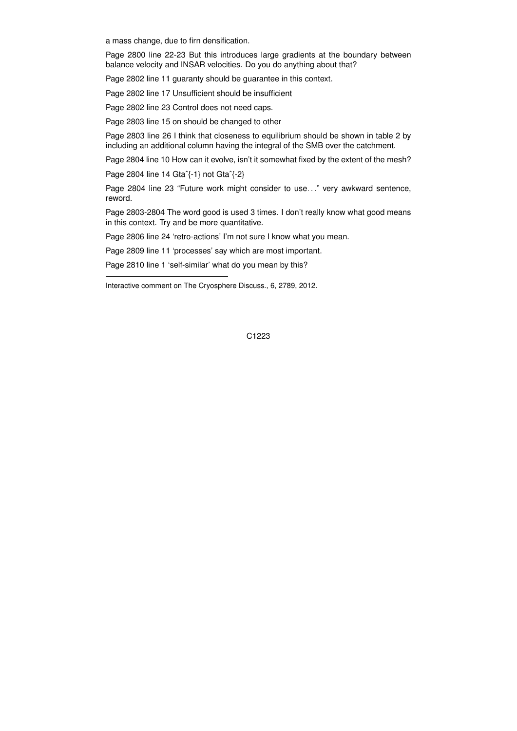a mass change, due to firn densification.

Page 2800 line 22-23 But this introduces large gradients at the boundary between balance velocity and INSAR velocities. Do you do anything about that?

Page 2802 line 11 guaranty should be guarantee in this context.

Page 2802 line 17 Unsufficient should be insufficient

Page 2802 line 23 Control does not need caps.

Page 2803 line 15 on should be changed to other

Page 2803 line 26 I think that closeness to equilibrium should be shown in table 2 by including an additional column having the integral of the SMB over the catchment.

Page 2804 line 10 How can it evolve, isn't it somewhat fixed by the extent of the mesh?

Page 2804 line 14 Gtaˆ{-1} not Gtaˆ{-2}

Page 2804 line 23 "Future work might consider to use..." very awkward sentence, reword.

Page 2803-2804 The word good is used 3 times. I don't really know what good means in this context. Try and be more quantitative.

Page 2806 line 24 'retro-actions' I'm not sure I know what you mean.

Page 2809 line 11 'processes' say which are most important.

Page 2810 line 1 'self-similar' what do you mean by this?

---

Interactive comment on The Cryosphere Discuss., 6, 2789, 2012.